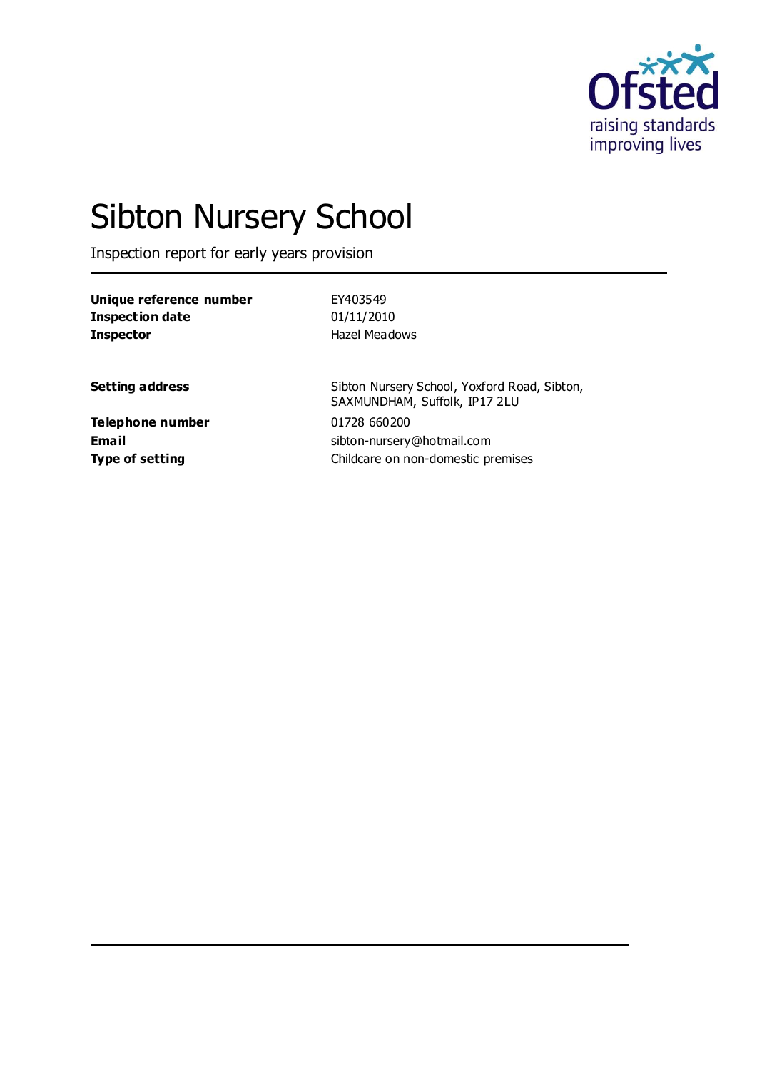# Sibton Nursery School

Inspection report for early years provision

| | |
|---|---|
| **Unique reference number** | EY403549 |
| **Inspection date** | 01/11/2010 |
| **Inspector** | Hazel Meadows |

| | |
|---|---|
| **Setting address** | Sibton Nursery School, Yoxford Road, Sibton, SAXMUNDHAM, Suffolk, IP17 2LU |
| **Telephone number** | 01728 660200 |
| **Email** | sibton-nursery@hotmail.com |
| **Type of setting** | Childcare on non-domestic premises |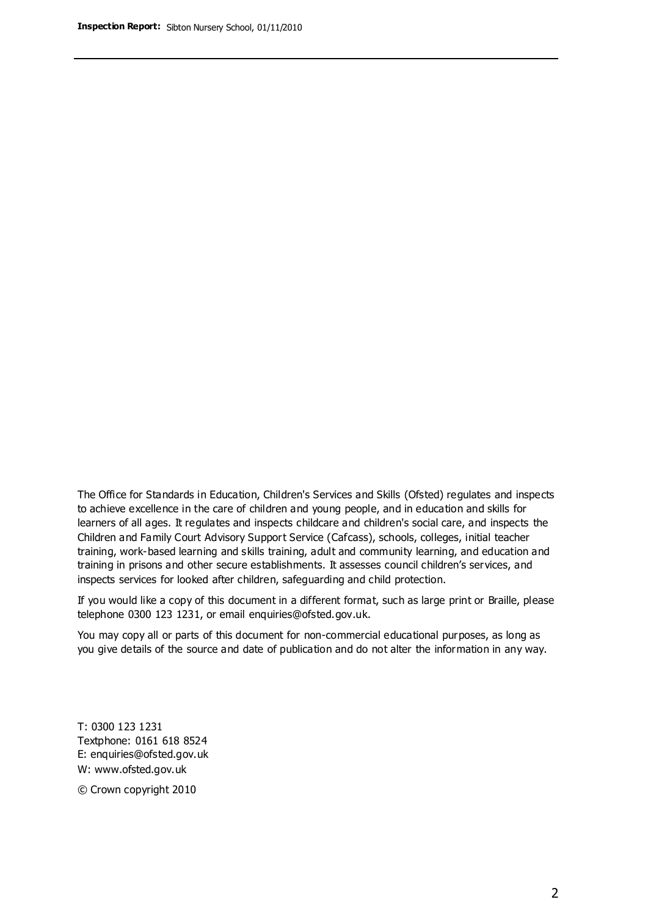The Office for Standards in Education, Children's Services and Skills (Ofsted) regulates and inspects to achieve excellence in the care of children and young people, and in education and skills for learners of all ages. It regulates and inspects childcare and children's social care, and inspects the Children and Family Court Advisory Support Service (Cafcass), schools, colleges, initial teacher training, work-based learning and skills training, adult and community learning, and education and training in prisons and other secure establishments. It assesses council children's services, and inspects services for looked after children, safeguarding and child protection.

If you would like a copy of this document in a different format, such as large print or Braille, please telephone 0300 123 1231, or email enquiries@ofsted.gov.uk.

You may copy all or parts of this document for non-commercial educational purposes, as long as you give details of the source and date of publication and do not alter the information in any way.

T: 0300 123 1231
Textphone: 0161 618 8524
E: enquiries@ofsted.gov.uk
W: www.ofsted.gov.uk

© Crown copyright 2010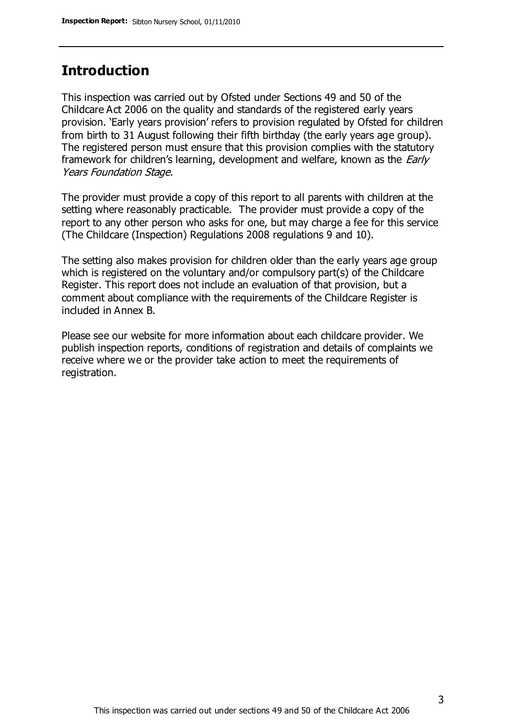## Introduction

This inspection was carried out by Ofsted under Sections 49 and 50 of the Childcare Act 2006 on the quality and standards of the registered early years provision. 'Early years provision' refers to provision regulated by Ofsted for children from birth to 31 August following their fifth birthday (the early years age group). The registered person must ensure that this provision complies with the statutory framework for children's learning, development and welfare, known as the *Early Years Foundation Stage.*

The provider must provide a copy of this report to all parents with children at the setting where reasonably practicable. The provider must provide a copy of the report to any other person who asks for one, but may charge a fee for this service (The Childcare (Inspection) Regulations 2008 regulations 9 and 10).

The setting also makes provision for children older than the early years age group which is registered on the voluntary and/or compulsory part(s) of the Childcare Register. This report does not include an evaluation of that provision, but a comment about compliance with the requirements of the Childcare Register is included in Annex B.

Please see our website for more information about each childcare provider. We publish inspection reports, conditions of registration and details of complaints we receive where we or the provider take action to meet the requirements of registration.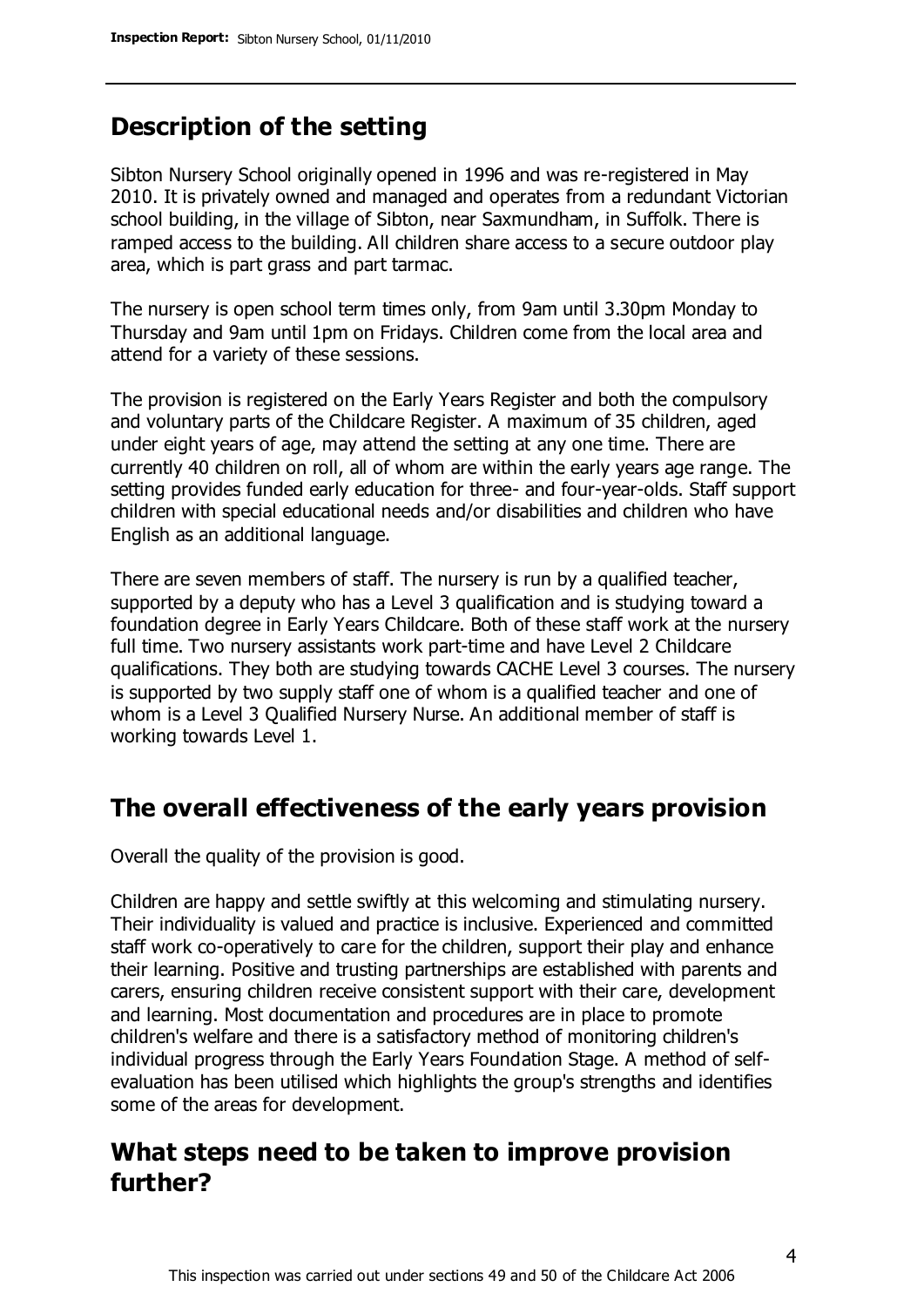## Description of the setting

Sibton Nursery School originally opened in 1996 and was re-registered in May 2010. It is privately owned and managed and operates from a redundant Victorian school building, in the village of Sibton, near Saxmundham, in Suffolk. There is ramped access to the building. All children share access to a secure outdoor play area, which is part grass and part tarmac.

The nursery is open school term times only, from 9am until 3.30pm Monday to Thursday and 9am until 1pm on Fridays. Children come from the local area and attend for a variety of these sessions.

The provision is registered on the Early Years Register and both the compulsory and voluntary parts of the Childcare Register. A maximum of 35 children, aged under eight years of age, may attend the setting at any one time. There are currently 40 children on roll, all of whom are within the early years age range. The setting provides funded early education for three- and four-year-olds. Staff support children with special educational needs and/or disabilities and children who have English as an additional language.

There are seven members of staff. The nursery is run by a qualified teacher, supported by a deputy who has a Level 3 qualification and is studying toward a foundation degree in Early Years Childcare. Both of these staff work at the nursery full time. Two nursery assistants work part-time and have Level 2 Childcare qualifications. They both are studying towards CACHE Level 3 courses. The nursery is supported by two supply staff one of whom is a qualified teacher and one of whom is a Level 3 Qualified Nursery Nurse. An additional member of staff is working towards Level 1.

## The overall effectiveness of the early years provision

Overall the quality of the provision is good.

Children are happy and settle swiftly at this welcoming and stimulating nursery. Their individuality is valued and practice is inclusive. Experienced and committed staff work co-operatively to care for the children, support their play and enhance their learning. Positive and trusting partnerships are established with parents and carers, ensuring children receive consistent support with their care, development and learning. Most documentation and procedures are in place to promote children's welfare and there is a satisfactory method of monitoring children's individual progress through the Early Years Foundation Stage. A method of self-evaluation has been utilised which highlights the group's strengths and identifies some of the areas for development.

## What steps need to be taken to improve provision further?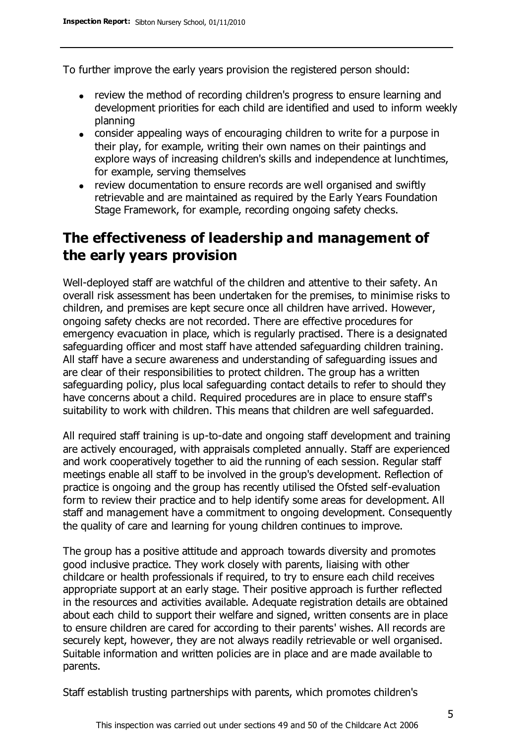To further improve the early years provision the registered person should:

- review the method of recording children's progress to ensure learning and development priorities for each child are identified and used to inform weekly planning
- consider appealing ways of encouraging children to write for a purpose in their play, for example, writing their own names on their paintings and explore ways of increasing children's skills and independence at lunchtimes, for example, serving themselves
- review documentation to ensure records are well organised and swiftly retrievable and are maintained as required by the Early Years Foundation Stage Framework, for example, recording ongoing safety checks.

## The effectiveness of leadership and management of the early years provision

Well-deployed staff are watchful of the children and attentive to their safety. An overall risk assessment has been undertaken for the premises, to minimise risks to children, and premises are kept secure once all children have arrived. However, ongoing safety checks are not recorded. There are effective procedures for emergency evacuation in place, which is regularly practised. There is a designated safeguarding officer and most staff have attended safeguarding children training. All staff have a secure awareness and understanding of safeguarding issues and are clear of their responsibilities to protect children. The group has a written safeguarding policy, plus local safeguarding contact details to refer to should they have concerns about a child. Required procedures are in place to ensure staff's suitability to work with children. This means that children are well safeguarded.

All required staff training is up-to-date and ongoing staff development and training are actively encouraged, with appraisals completed annually. Staff are experienced and work cooperatively together to aid the running of each session. Regular staff meetings enable all staff to be involved in the group's development. Reflection of practice is ongoing and the group has recently utilised the Ofsted self-evaluation form to review their practice and to help identify some areas for development. All staff and management have a commitment to ongoing development. Consequently the quality of care and learning for young children continues to improve.

The group has a positive attitude and approach towards diversity and promotes good inclusive practice. They work closely with parents, liaising with other childcare or health professionals if required, to try to ensure each child receives appropriate support at an early stage. Their positive approach is further reflected in the resources and activities available. Adequate registration details are obtained about each child to support their welfare and signed, written consents are in place to ensure children are cared for according to their parents' wishes. All records are securely kept, however, they are not always readily retrievable or well organised. Suitable information and written policies are in place and are made available to parents.

Staff establish trusting partnerships with parents, which promotes children's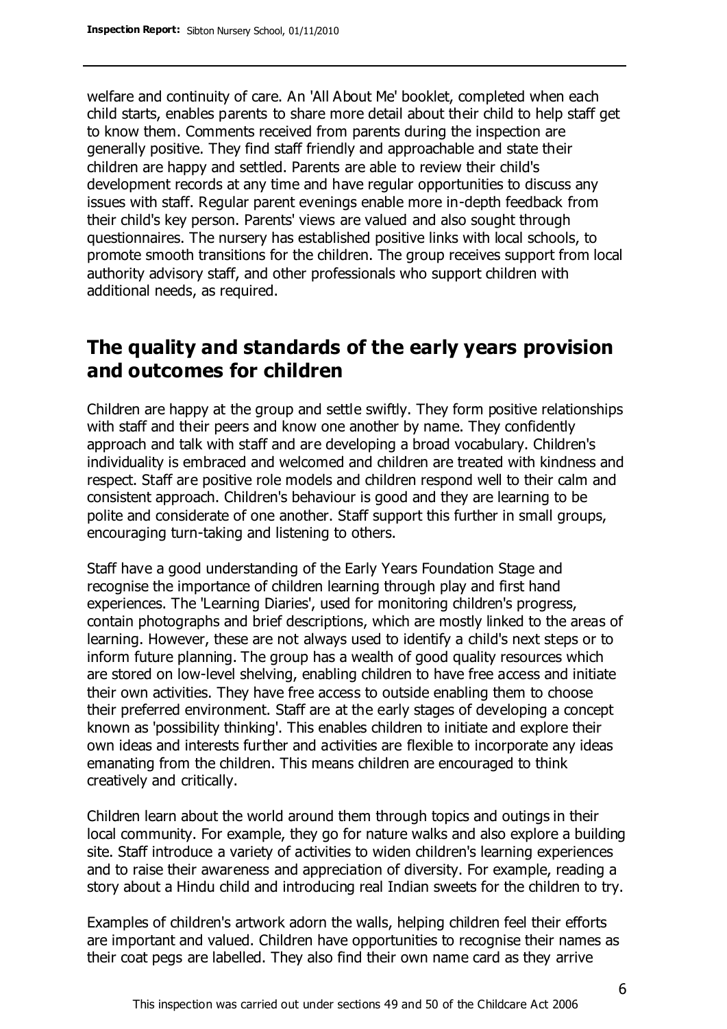welfare and continuity of care. An 'All About Me' booklet, completed when each child starts, enables parents to share more detail about their child to help staff get to know them. Comments received from parents during the inspection are generally positive. They find staff friendly and approachable and state their children are happy and settled. Parents are able to review their child's development records at any time and have regular opportunities to discuss any issues with staff. Regular parent evenings enable more in-depth feedback from their child's key person. Parents' views are valued and also sought through questionnaires. The nursery has established positive links with local schools, to promote smooth transitions for the children. The group receives support from local authority advisory staff, and other professionals who support children with additional needs, as required.

## The quality and standards of the early years provision and outcomes for children

Children are happy at the group and settle swiftly. They form positive relationships with staff and their peers and know one another by name. They confidently approach and talk with staff and are developing a broad vocabulary. Children's individuality is embraced and welcomed and children are treated with kindness and respect. Staff are positive role models and children respond well to their calm and consistent approach. Children's behaviour is good and they are learning to be polite and considerate of one another. Staff support this further in small groups, encouraging turn-taking and listening to others.

Staff have a good understanding of the Early Years Foundation Stage and recognise the importance of children learning through play and first hand experiences. The 'Learning Diaries', used for monitoring children's progress, contain photographs and brief descriptions, which are mostly linked to the areas of learning. However, these are not always used to identify a child's next steps or to inform future planning. The group has a wealth of good quality resources which are stored on low-level shelving, enabling children to have free access and initiate their own activities. They have free access to outside enabling them to choose their preferred environment. Staff are at the early stages of developing a concept known as 'possibility thinking'. This enables children to initiate and explore their own ideas and interests further and activities are flexible to incorporate any ideas emanating from the children. This means children are encouraged to think creatively and critically.

Children learn about the world around them through topics and outings in their local community. For example, they go for nature walks and also explore a building site. Staff introduce a variety of activities to widen children's learning experiences and to raise their awareness and appreciation of diversity. For example, reading a story about a Hindu child and introducing real Indian sweets for the children to try.

Examples of children's artwork adorn the walls, helping children feel their efforts are important and valued. Children have opportunities to recognise their names as their coat pegs are labelled. They also find their own name card as they arrive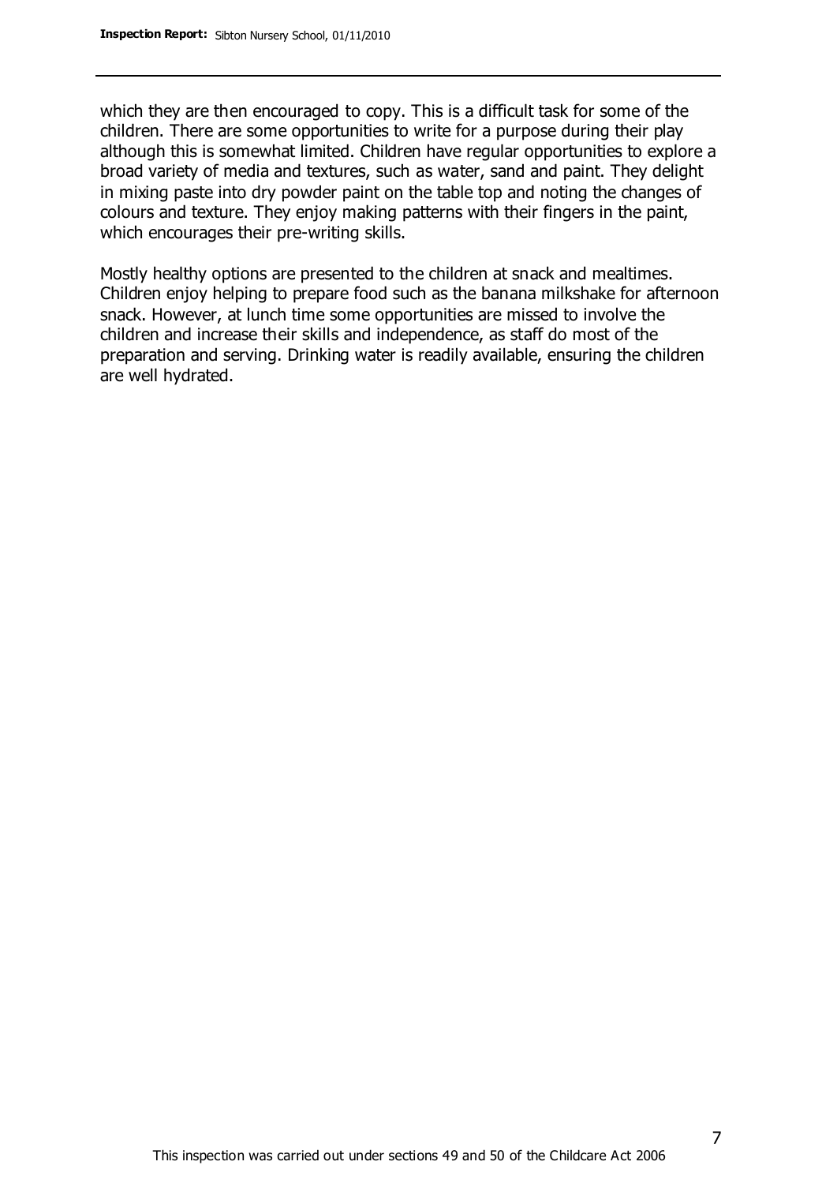which they are then encouraged to copy. This is a difficult task for some of the children. There are some opportunities to write for a purpose during their play although this is somewhat limited. Children have regular opportunities to explore a broad variety of media and textures, such as water, sand and paint. They delight in mixing paste into dry powder paint on the table top and noting the changes of colours and texture. They enjoy making patterns with their fingers in the paint, which encourages their pre-writing skills.

Mostly healthy options are presented to the children at snack and mealtimes. Children enjoy helping to prepare food such as the banana milkshake for afternoon snack. However, at lunch time some opportunities are missed to involve the children and increase their skills and independence, as staff do most of the preparation and serving. Drinking water is readily available, ensuring the children are well hydrated.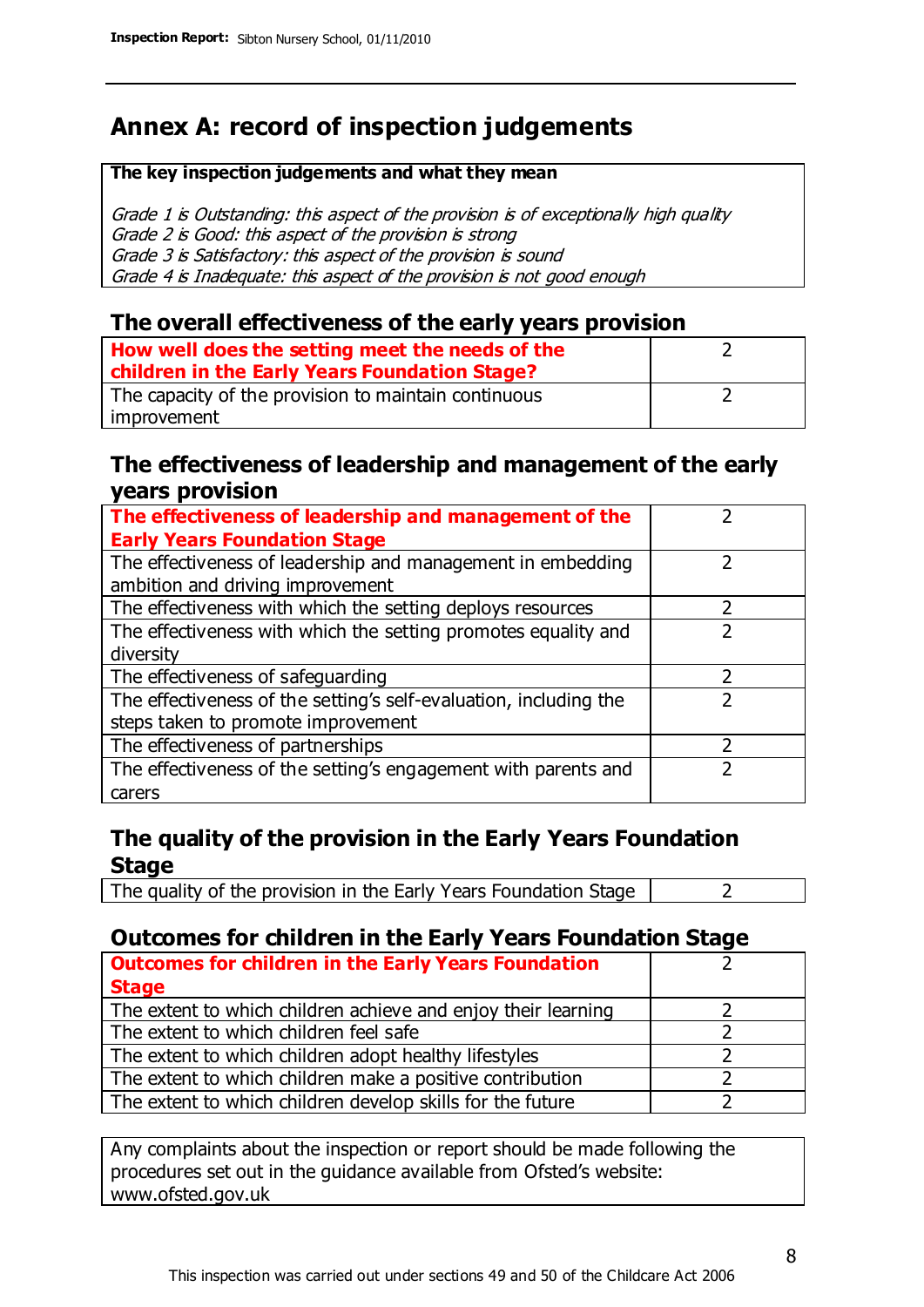# Annex A: record of inspection judgements

**The key inspection judgements and what they mean**

*Grade 1 is Outstanding: this aspect of the provision is of exceptionally high quality*
*Grade 2 is Good: this aspect of the provision is strong*
*Grade 3 is Satisfactory: this aspect of the provision is sound*
*Grade 4 is Inadequate: this aspect of the provision is not good enough*

## The overall effectiveness of the early years provision

| | |
|---|---|
| **How well does the setting meet the needs of the children in the Early Years Foundation Stage?** | 2 |
| The capacity of the provision to maintain continuous improvement | 2 |

## The effectiveness of leadership and management of the early years provision

| | |
|---|---|
| **The effectiveness of leadership and management of the Early Years Foundation Stage** | 2 |
| The effectiveness of leadership and management in embedding ambition and driving improvement | 2 |
| The effectiveness with which the setting deploys resources | 2 |
| The effectiveness with which the setting promotes equality and diversity | 2 |
| The effectiveness of safeguarding | 2 |
| The effectiveness of the setting's self-evaluation, including the steps taken to promote improvement | 2 |
| The effectiveness of partnerships | 2 |
| The effectiveness of the setting's engagement with parents and carers | 2 |

## The quality of the provision in the Early Years Foundation Stage

| | |
|---|---|
| The quality of the provision in the Early Years Foundation Stage | 2 |

## Outcomes for children in the Early Years Foundation Stage

| | |
|---|---|
| **Outcomes for children in the Early Years Foundation Stage** | 2 |
| The extent to which children achieve and enjoy their learning | 2 |
| The extent to which children feel safe | 2 |
| The extent to which children adopt healthy lifestyles | 2 |
| The extent to which children make a positive contribution | 2 |
| The extent to which children develop skills for the future | 2 |

Any complaints about the inspection or report should be made following the procedures set out in the guidance available from Ofsted's website: www.ofsted.gov.uk

This inspection was carried out under sections 49 and 50 of the Childcare Act 2006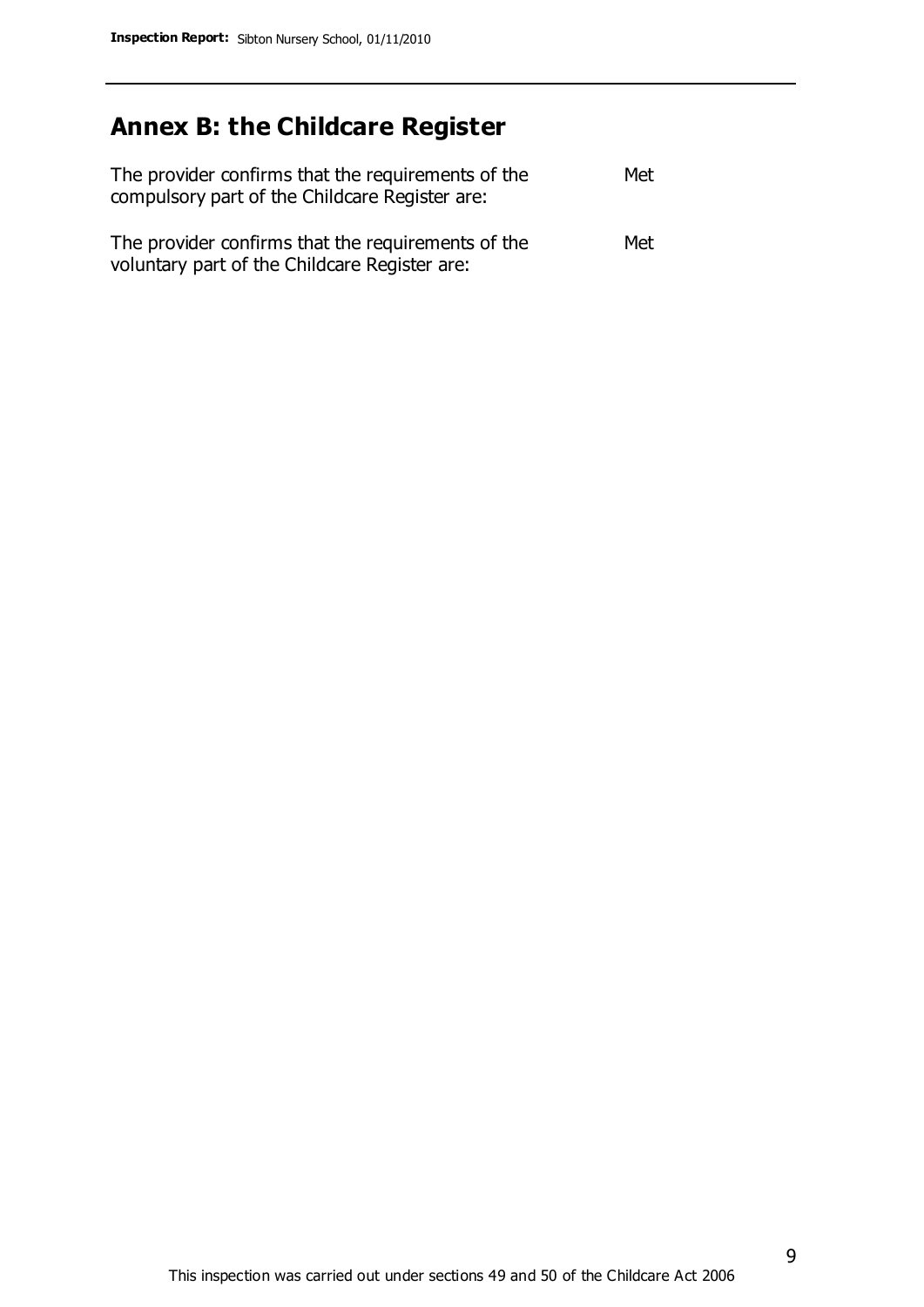## Annex B: the Childcare Register

| | |
|---|---|
| The provider confirms that the requirements of the compulsory part of the Childcare Register are: | Met |
| The provider confirms that the requirements of the voluntary part of the Childcare Register are: | Met |

This inspection was carried out under sections 49 and 50 of the Childcare Act 2006